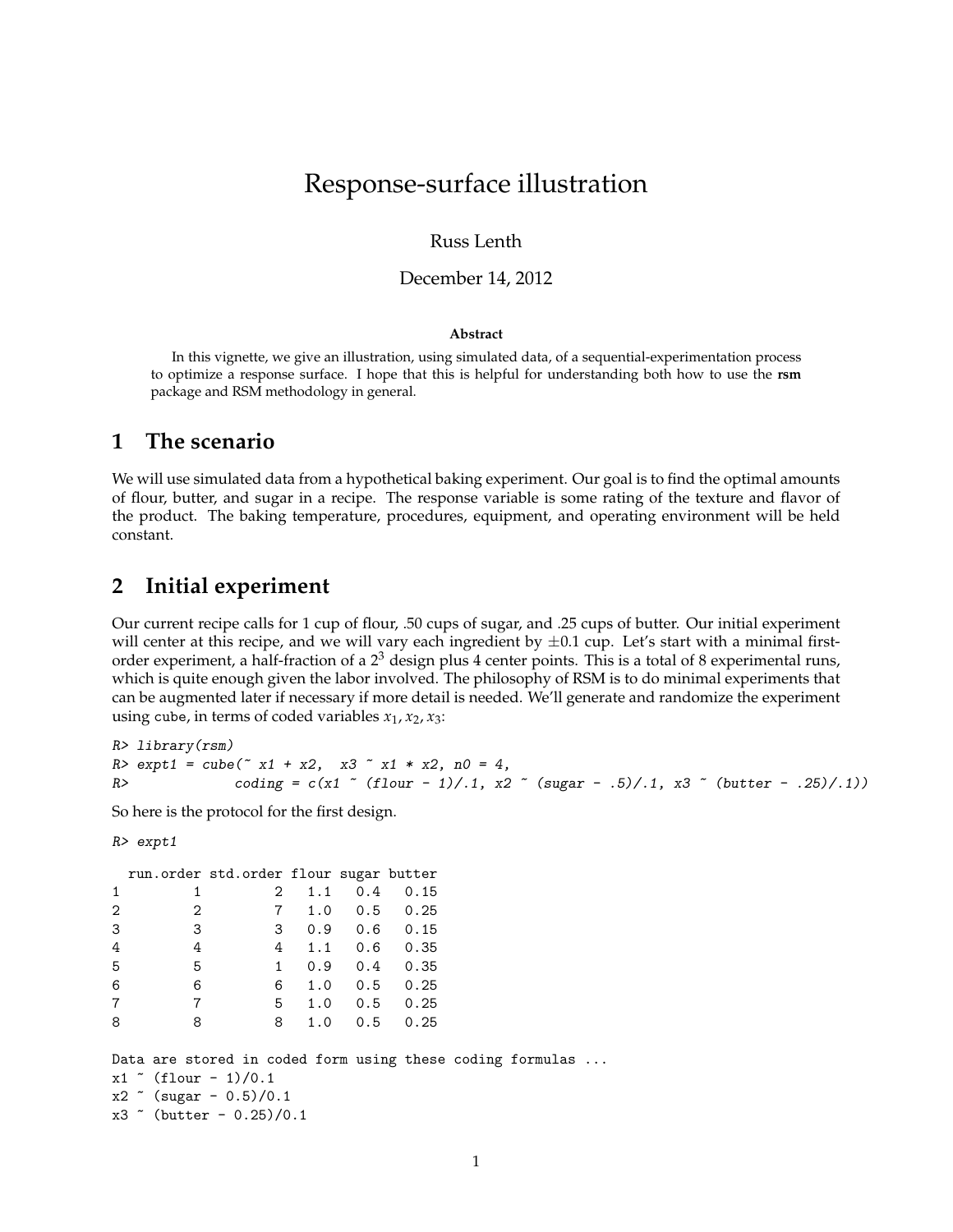# Response-surface illustration

Russ Lenth

December 14, 2012

**Abstract**

In this vignette, we give an illustration, using simulated data, of a sequential-experimentation process to optimize a response surface. I hope that this is helpful for understanding both how to use the **rsm** package and RSM methodology in general.

## 1 The scenario

We will use simulated data from a hypothetical baking experiment. Our goal is to find the optimal amounts of flour, butter, and sugar in a recipe. The response variable is some rating of the texture and flavor of the product. The baking temperature, procedures, equipment, and operating environment will be held constant.

## 2 Initial experiment

Our current recipe calls for 1 cup of flour, .50 cups of sugar, and .25 cups of butter. Our initial experiment will center at this recipe, and we will vary each ingredient by $\pm 0.1$ cup. Let's start with a minimal first-order experiment, a half-fraction of a $2^3$ design plus 4 center points. This is a total of 8 experimental runs, which is quite enough given the labor involved. The philosophy of RSM is to do minimal experiments that can be augmented later if necessary if more detail is needed. We'll generate and randomize the experiment using `cube`, in terms of coded variables $x_1, x_2, x_3$:

```
R> library(rsm)
R> expt1 = cube(~ x1 + x2,  x3 ~ x1 * x2, n0 = 4,
R>              coding = c(x1 ~ (flour - 1)/.1, x2 ~ (sugar - .5)/.1, x3 ~ (butter - .25)/.1))
```

So here is the protocol for the first design.

```
R> expt1

  run.order std.order flour sugar butter
1         1         2   1.1   0.4   0.15
2         2         7   1.0   0.5   0.25
3         3         3   0.9   0.6   0.15
4         4         4   1.1   0.6   0.35
5         5         1   0.9   0.4   0.35
6         6         6   1.0   0.5   0.25
7         7         5   1.0   0.5   0.25
8         8         8   1.0   0.5   0.25

Data are stored in coded form using these coding formulas ...
x1 ~ (flour - 1)/0.1
x2 ~ (sugar - 0.5)/0.1
x3 ~ (butter - 0.25)/0.1
```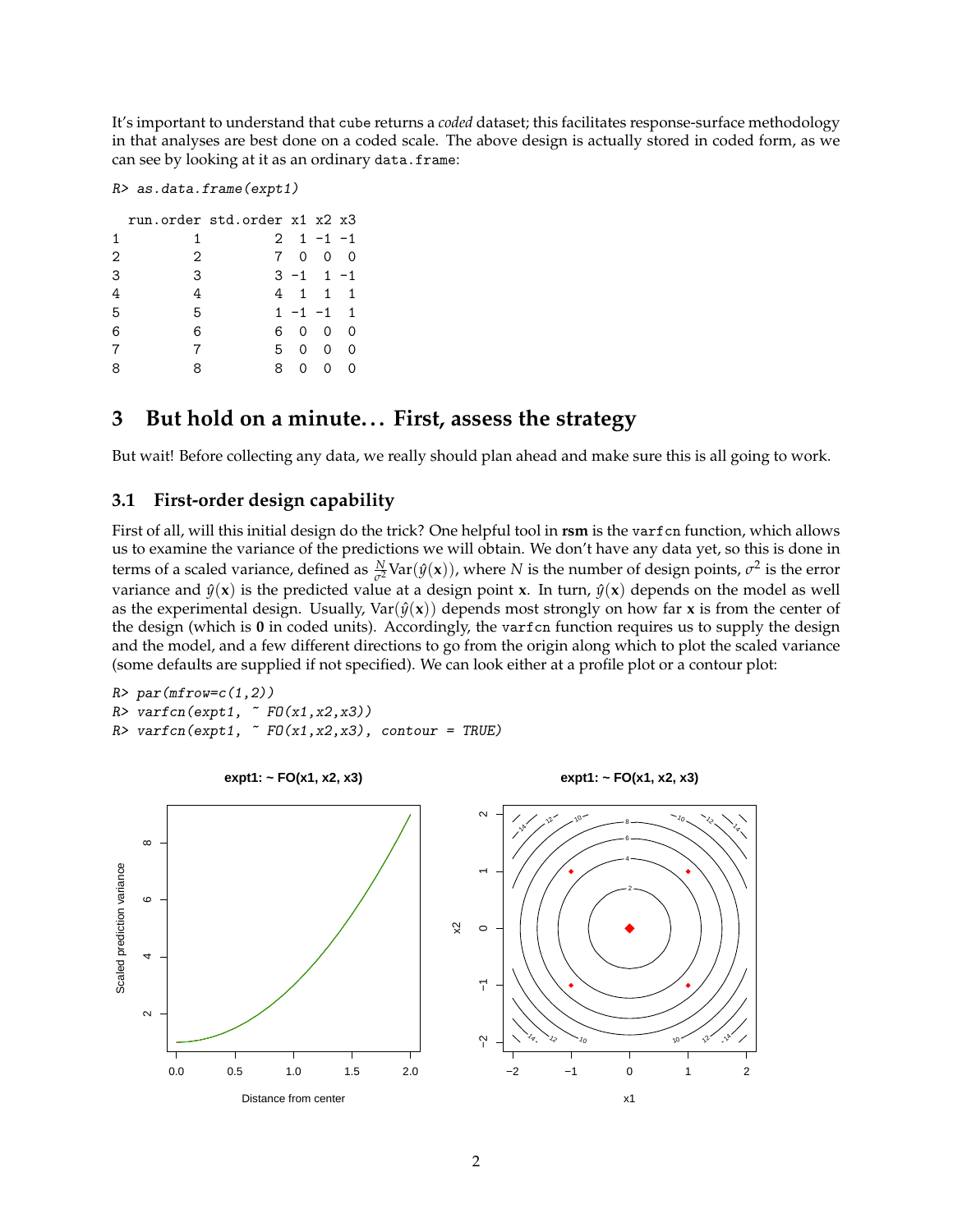It's important to understand that `cube` returns a *coded* dataset; this facilitates response-surface methodology in that analyses are best done on a coded scale. The above design is actually stored in coded form, as we can see by looking at it as an ordinary `data.frame`:

```
R> as.data.frame(expt1)

  run.order std.order x1 x2 x3
1         1         2  1 -1 -1
2         2         7  0  0  0
3         3         3 -1  1 -1
4         4         4  1  1  1
5         5         1 -1 -1  1
6         6         6  0  0  0
7         7         5  0  0  0
8         8         8  0  0  0
```

# 3 But hold on a minute... First, assess the strategy

But wait! Before collecting any data, we really should plan ahead and make sure this is all going to work.

## 3.1 First-order design capability

First of all, will this initial design do the trick? One helpful tool in **rsm** is the `varfcn` function, which allows us to examine the variance of the predictions we will obtain. We don't have any data yet, so this is done in terms of a scaled variance, defined as $\frac{N}{\sigma^2}\text{Var}(\hat{y}(\mathbf{x}))$, where $N$ is the number of design points, $\sigma^2$ is the error variance and $\hat{y}(\mathbf{x})$ is the predicted value at a design point $\mathbf{x}$. In turn, $\hat{y}(\mathbf{x})$ depends on the model as well as the experimental design. Usually, $\text{Var}(\hat{y}(\mathbf{x}))$ depends most strongly on how far $\mathbf{x}$ is from the center of the design (which is $\mathbf{0}$ in coded units). Accordingly, the `varfcn` function requires us to supply the design and the model, and a few different directions to go from the origin along which to plot the scaled variance (some defaults are supplied if not specified). We can look either at a profile plot or a contour plot:

```
R> par(mfrow=c(1,2))
R> varfcn(expt1, ~ FO(x1,x2,x3))
R> varfcn(expt1, ~ FO(x1,x2,x3), contour = TRUE)
```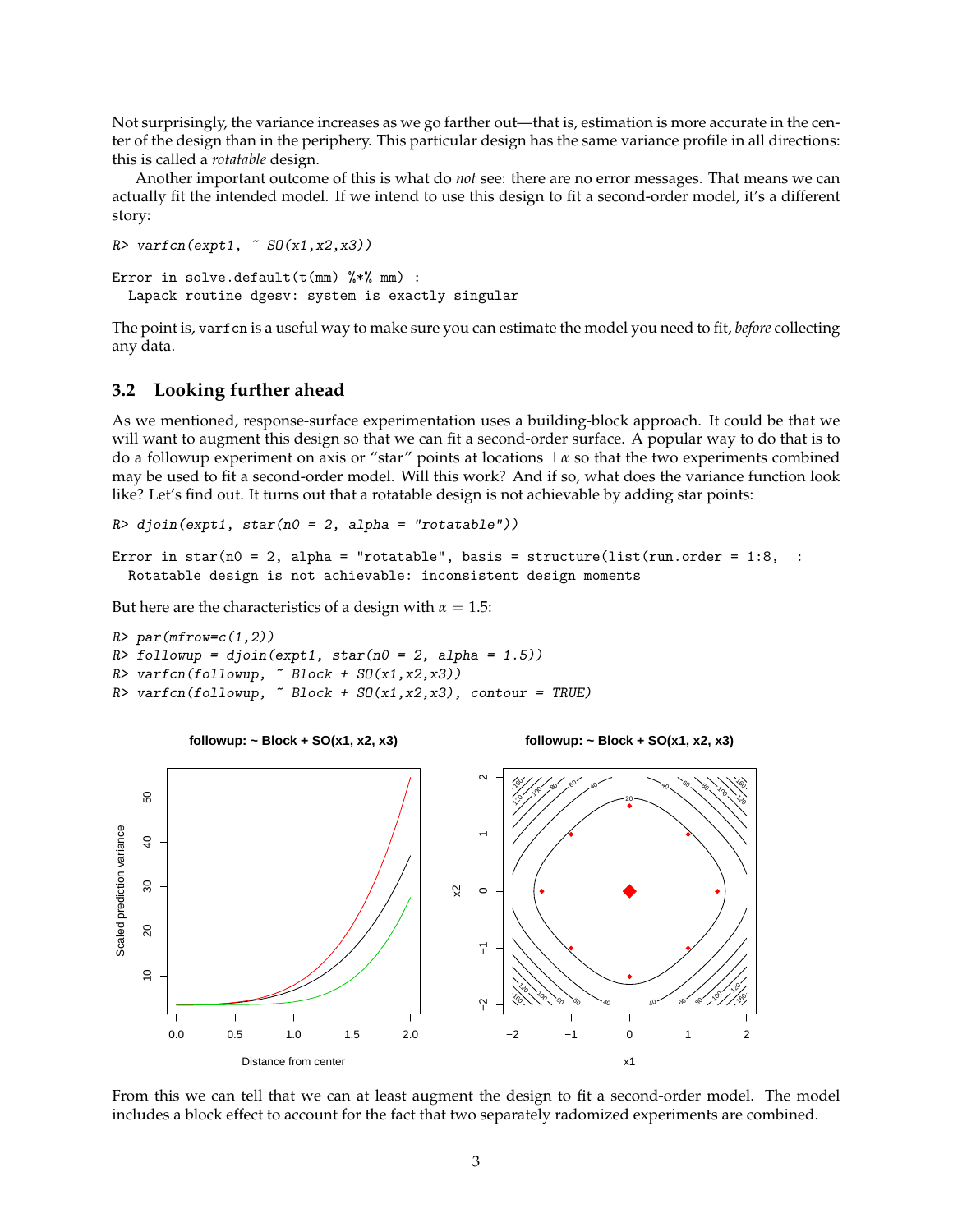Not surprisingly, the variance increases as we go farther out—that is, estimation is more accurate in the center of the design than in the periphery. This particular design has the same variance profile in all directions: this is called a *rotatable* design.

Another important outcome of this is what do *not* see: there are no error messages. That means we can actually fit the intended model. If we intend to use this design to fit a second-order model, it's a different story:

```
R> varfcn(expt1, ~ SO(x1,x2,x3))

Error in solve.default(t(mm) %*% mm) :
  Lapack routine dgesv: system is exactly singular
```

The point is, `varfcn` is a useful way to make sure you can estimate the model you need to fit, *before* collecting any data.

## 3.2 Looking further ahead

As we mentioned, response-surface experimentation uses a building-block approach. It could be that we will want to augment this design so that we can fit a second-order surface. A popular way to do that is to do a followup experiment on axis or "star" points at locations $\pm\alpha$ so that the two experiments combined may be used to fit a second-order model. Will this work? And if so, what does the variance function look like? Let's find out. It turns out that a rotatable design is not achievable by adding star points:

```
R> djoin(expt1, star(n0 = 2, alpha = "rotatable"))

Error in star(n0 = 2, alpha = "rotatable", basis = structure(list(run.order = 1:8,  :
  Rotatable design is not achievable: inconsistent design moments
```

But here are the characteristics of a design with $\alpha = 1.5$:

```
R> par(mfrow=c(1,2))
R> followup = djoin(expt1, star(n0 = 2, alpha = 1.5))
R> varfcn(followup, ~ Block + SO(x1,x2,x3))
R> varfcn(followup, ~ Block + SO(x1,x2,x3), contour = TRUE)
```

From this we can tell that we can at least augment the design to fit a second-order model. The model includes a block effect to account for the fact that two separately radomized experiments are combined.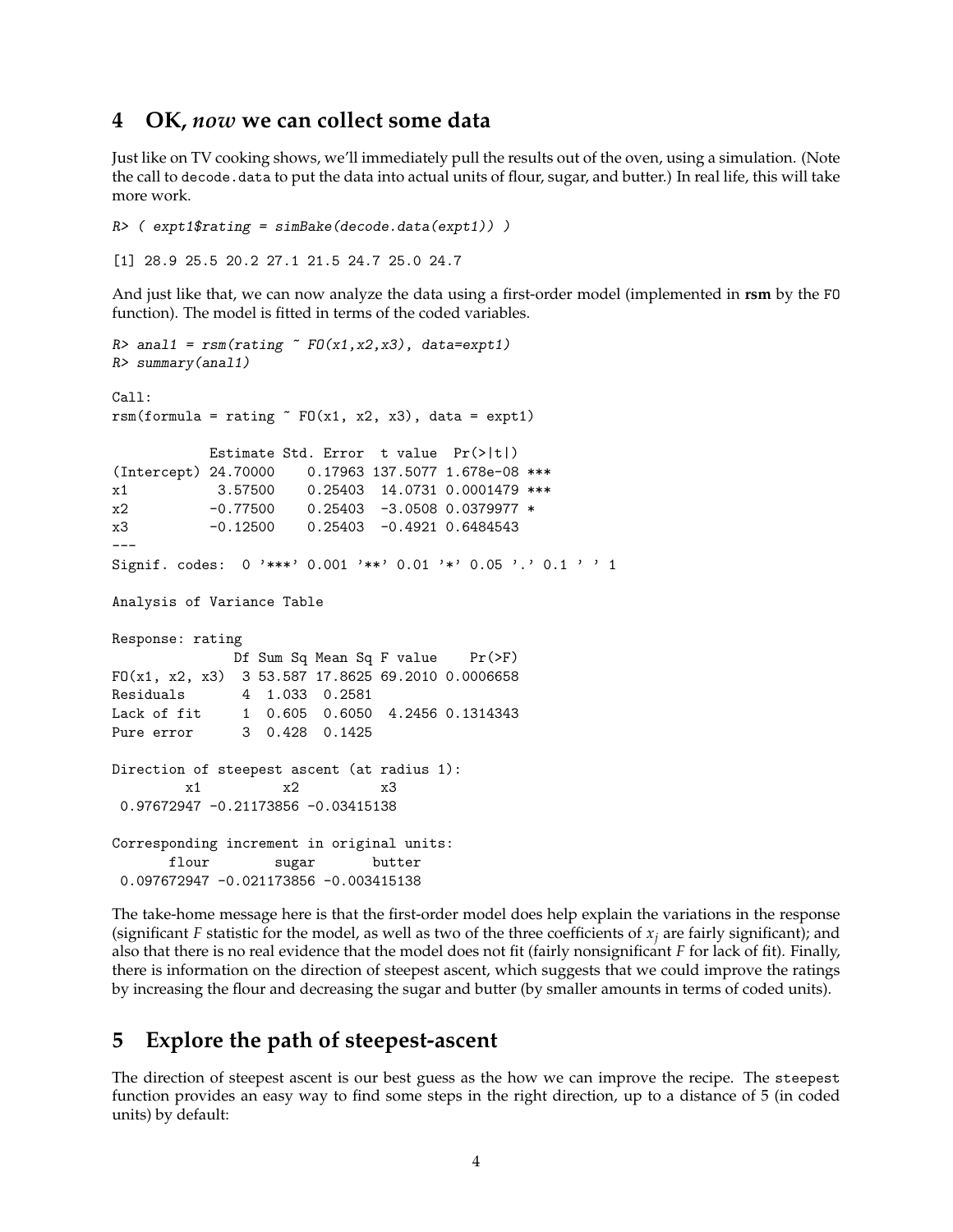## 4 OK, *now* we can collect some data

Just like on TV cooking shows, we'll immediately pull the results out of the oven, using a simulation. (Note the call to `decode.data` to put the data into actual units of flour, sugar, and butter.) In real life, this will take more work.

```
R> ( expt1$rating = simBake(decode.data(expt1)) )

[1] 28.9 25.5 20.2 27.1 21.5 24.7 25.0 24.7
```

And just like that, we can now analyze the data using a first-order model (implemented in **rsm** by the `FO` function). The model is fitted in terms of the coded variables.

```
R> anal1 = rsm(rating ~ FO(x1,x2,x3), data=expt1)
R> summary(anal1)

Call:
rsm(formula = rating ~ FO(x1, x2, x3), data = expt1)

            Estimate Std. Error  t value  Pr(>|t|)
(Intercept) 24.70000    0.17963 137.5077 1.678e-08 ***
x1           3.57500    0.25403  14.0731 0.0001479 ***
x2          -0.77500    0.25403  -3.0508 0.0379977 *
x3          -0.12500    0.25403  -0.4921 0.6484543
---
Signif. codes:  0 '***' 0.001 '**' 0.01 '*' 0.05 '.' 0.1 ' ' 1

Analysis of Variance Table

Response: rating
               Df Sum Sq Mean Sq F value    Pr(>F)
FO(x1, x2, x3)  3 53.587 17.8625 69.2010 0.0006658
Residuals       4  1.033  0.2581
Lack of fit     1  0.605  0.6050  4.2456 0.1314343
Pure error      3  0.428  0.1425

Direction of steepest ascent (at radius 1):
         x1          x2          x3
 0.97672947 -0.21173856 -0.03415138

Corresponding increment in original units:
       flour        sugar       butter
 0.097672947 -0.021173856 -0.003415138
```

The take-home message here is that the first-order model does help explain the variations in the response (significant $F$ statistic for the model, as well as two of the three coefficients of $x_j$ are fairly significant); and also that there is no real evidence that the model does not fit (fairly nonsignificant $F$ for lack of fit). Finally, there is information on the direction of steepest ascent, which suggests that we could improve the ratings by increasing the flour and decreasing the sugar and butter (by smaller amounts in terms of coded units).

## 5 Explore the path of steepest-ascent

The direction of steepest ascent is our best guess as the how we can improve the recipe. The `steepest` function provides an easy way to find some steps in the right direction, up to a distance of 5 (in coded units) by default: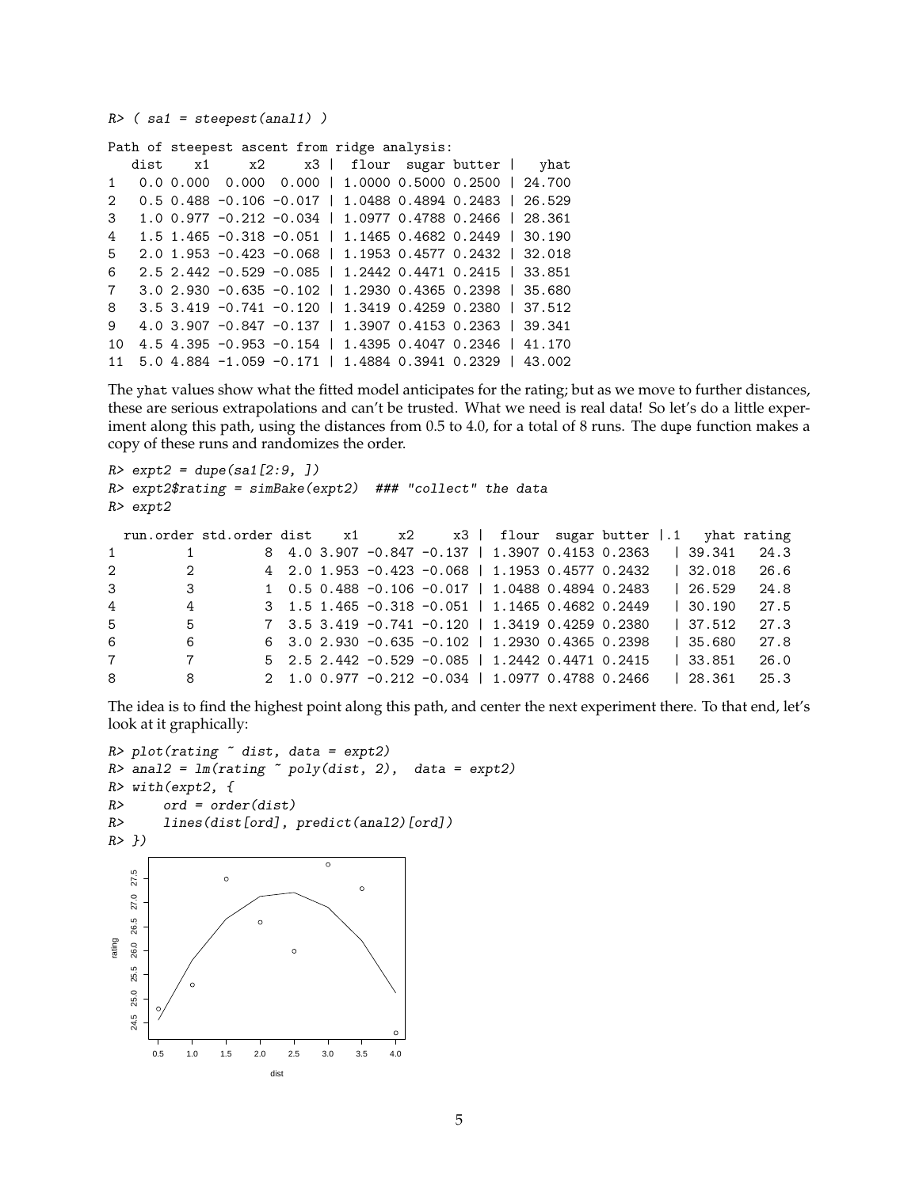```
R> ( sa1 = steepest(anal1) )

Path of steepest ascent from ridge analysis:
   dist    x1     x2     x3 |  flour  sugar butter |   yhat
1   0.0 0.000  0.000  0.000 | 1.0000 0.5000 0.2500 | 24.700
2   0.5 0.488 -0.106 -0.017 | 1.0488 0.4894 0.2483 | 26.529
3   1.0 0.977 -0.212 -0.034 | 1.0977 0.4788 0.2466 | 28.361
4   1.5 1.465 -0.318 -0.051 | 1.1465 0.4682 0.2449 | 30.190
5   2.0 1.953 -0.423 -0.068 | 1.1953 0.4577 0.2432 | 32.018
6   2.5 2.442 -0.529 -0.085 | 1.2442 0.4471 0.2415 | 33.851
7   3.0 2.930 -0.635 -0.102 | 1.2930 0.4365 0.2398 | 35.680
8   3.5 3.419 -0.741 -0.120 | 1.3419 0.4259 0.2380 | 37.512
9   4.0 3.907 -0.847 -0.137 | 1.3907 0.4153 0.2363 | 39.341
10  4.5 4.395 -0.953 -0.154 | 1.4395 0.4047 0.2346 | 41.170
11  5.0 4.884 -1.059 -0.171 | 1.4884 0.3941 0.2329 | 43.002
```

The yhat values show what the fitted model anticipates for the rating; but as we move to further distances, these are serious extrapolations and can't be trusted. What we need is real data! So let's do a little experiment along this path, using the distances from 0.5 to 4.0, for a total of 8 runs. The dupe function makes a copy of these runs and randomizes the order.

```
R> expt2 = dupe(sa1[2:9, ])
R> expt2$rating = simBake(expt2)  ### "collect" the data
R> expt2

  run.order std.order dist    x1     x2     x3 |  flour  sugar butter |.1   yhat rating
1         1         8  4.0 3.907 -0.847 -0.137 | 1.3907 0.4153 0.2363   | 39.341   24.3
2         2         4  2.0 1.953 -0.423 -0.068 | 1.1953 0.4577 0.2432   | 32.018   26.6
3         3         1  0.5 0.488 -0.106 -0.017 | 1.0488 0.4894 0.2483   | 26.529   24.8
4         4         3  1.5 1.465 -0.318 -0.051 | 1.1465 0.4682 0.2449   | 30.190   27.5
5         5         7  3.5 3.419 -0.741 -0.120 | 1.3419 0.4259 0.2380   | 37.512   27.3
6         6         6  3.0 2.930 -0.635 -0.102 | 1.2930 0.4365 0.2398   | 35.680   27.8
7         7         5  2.5 2.442 -0.529 -0.085 | 1.2442 0.4471 0.2415   | 33.851   26.0
8         8         2  1.0 0.977 -0.212 -0.034 | 1.0977 0.4788 0.2466   | 28.361   25.3
```

The idea is to find the highest point along this path, and center the next experiment there. To that end, let's look at it graphically:

```
R> plot(rating ~ dist, data = expt2)
R> anal2 = lm(rating ~ poly(dist, 2),  data = expt2)
R> with(expt2, {
R>     ord = order(dist)
R>     lines(dist[ord], predict(anal2)[ord])
R> })
```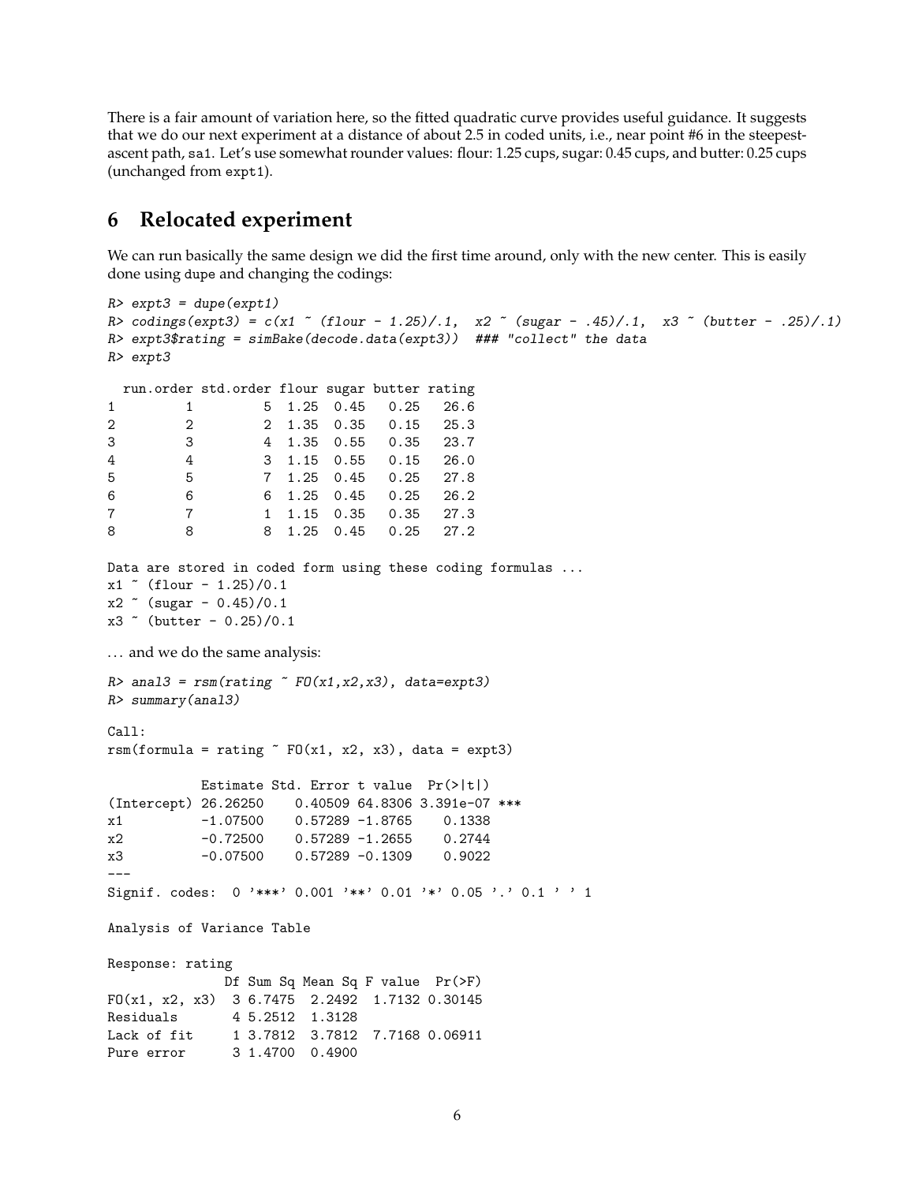There is a fair amount of variation here, so the fitted quadratic curve provides useful guidance. It suggests that we do our next experiment at a distance of about 2.5 in coded units, i.e., near point #6 in the steepest-ascent path, `sa1`. Let's use somewhat rounder values: flour: 1.25 cups, sugar: 0.45 cups, and butter: 0.25 cups (unchanged from `expt1`).

## 6 Relocated experiment

We can run basically the same design we did the first time around, only with the new center. This is easily done using `dupe` and changing the codings:

```
R> expt3 = dupe(expt1)
R> codings(expt3) = c(x1 ~ (flour - 1.25)/.1,  x2 ~ (sugar - .45)/.1,  x3 ~ (butter - .25)/.1)
R> expt3$rating = simBake(decode.data(expt3))  ### "collect" the data
R> expt3

  run.order std.order flour sugar butter rating
1         1         5  1.25  0.45   0.25   26.6
2         2         2  1.35  0.35   0.15   25.3
3         3         4  1.35  0.55   0.35   23.7
4         4         3  1.15  0.55   0.15   26.0
5         5         7  1.25  0.45   0.25   27.8
6         6         6  1.25  0.45   0.25   26.2
7         7         1  1.15  0.35   0.35   27.3
8         8         8  1.25  0.45   0.25   27.2

Data are stored in coded form using these coding formulas ...
x1 ~ (flour - 1.25)/0.1
x2 ~ (sugar - 0.45)/0.1
x3 ~ (butter - 0.25)/0.1
```

... and we do the same analysis:

```
R> anal3 = rsm(rating ~ FO(x1,x2,x3), data=expt3)
R> summary(anal3)

Call:
rsm(formula = rating ~ FO(x1, x2, x3), data = expt3)

            Estimate Std. Error t value  Pr(>|t|)    
(Intercept) 26.26250    0.40509 64.8306 3.391e-07 ***
x1          -1.07500    0.57289 -1.8765    0.1338    
x2          -0.72500    0.57289 -1.2655    0.2744    
x3          -0.07500    0.57289 -0.1309    0.9022    
---
Signif. codes:  0 '***' 0.001 '**' 0.01 '*' 0.05 '.' 0.1 ' ' 1

Analysis of Variance Table

Response: rating
               Df Sum Sq Mean Sq F value  Pr(>F)
FO(x1, x2, x3)  3 6.7475  2.2492  1.7132 0.30145
Residuals       4 5.2512  1.3128                
Lack of fit     1 3.7812  3.7812  7.7168 0.06911
Pure error      3 1.4700  0.4900                
```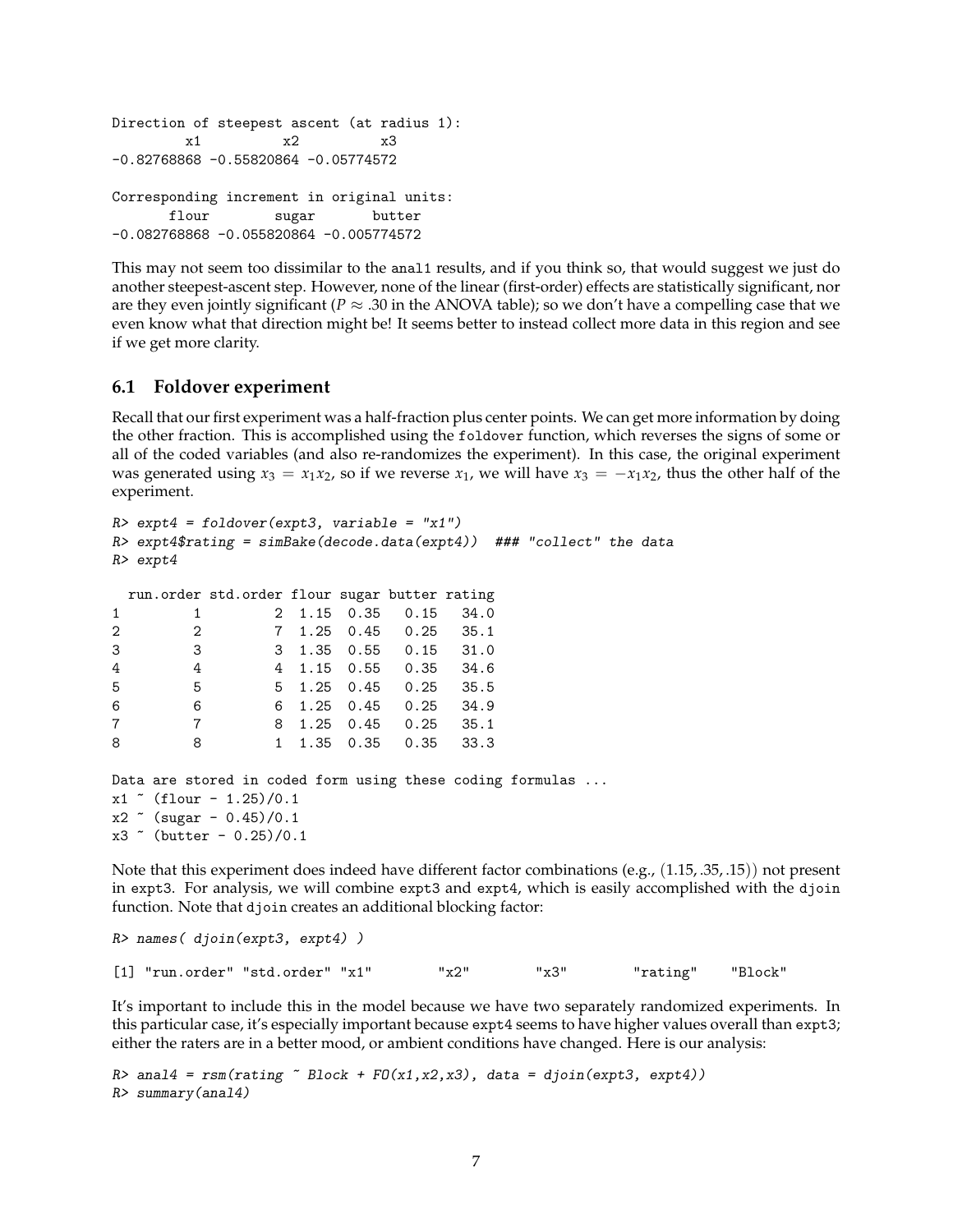```
Direction of steepest ascent (at radius 1):
        x1          x2          x3 
-0.82768868 -0.55820864 -0.05774572 

Corresponding increment in original units:
       flour        sugar       butter 
-0.082768868 -0.055820864 -0.005774572 
```

This may not seem too dissimilar to the anal1 results, and if you think so, that would suggest we just do another steepest-ascent step. However, none of the linear (first-order) effects are statistically significant, nor are they even jointly significant ($P \approx .30$ in the ANOVA table); so we don't have a compelling case that we even know what that direction might be! It seems better to instead collect more data in this region and see if we get more clarity.

## 6.1 Foldover experiment

Recall that our first experiment was a half-fraction plus center points. We can get more information by doing the other fraction. This is accomplished using the foldover function, which reverses the signs of some or all of the coded variables (and also re-randomizes the experiment). In this case, the original experiment was generated using $x_3 = x_1 x_2$, so if we reverse $x_1$, we will have $x_3 = -x_1 x_2$, thus the other half of the experiment.

```
R> expt4 = foldover(expt3, variable = "x1")
R> expt4$rating = simBake(decode.data(expt4))  ### "collect" the data
R> expt4

  run.order std.order flour sugar butter rating
1         1         2  1.15  0.35   0.15   34.0
2         2         7  1.25  0.45   0.25   35.1
3         3         3  1.35  0.55   0.15   31.0
4         4         4  1.15  0.55   0.35   34.6
5         5         5  1.25  0.45   0.25   35.5
6         6         6  1.25  0.45   0.25   34.9
7         7         8  1.25  0.45   0.25   35.1
8         8         1  1.35  0.35   0.35   33.3

Data are stored in coded form using these coding formulas ...
x1 ~ (flour - 1.25)/0.1
x2 ~ (sugar - 0.45)/0.1
x3 ~ (butter - 0.25)/0.1
```

Note that this experiment does indeed have different factor combinations (e.g., $(1.15, .35, .15)$) not present in expt3. For analysis, we will combine expt3 and expt4, which is easily accomplished with the djoin function. Note that djoin creates an additional blocking factor:

```
R> names( djoin(expt3, expt4) )

[1] "run.order" "std.order" "x1"        "x2"        "x3"        "rating"    "Block"
```

It's important to include this in the model because we have two separately randomized experiments. In this particular case, it's especially important because expt4 seems to have higher values overall than expt3; either the raters are in a better mood, or ambient conditions have changed. Here is our analysis:

```
R> anal4 = rsm(rating ~ Block + FO(x1,x2,x3), data = djoin(expt3, expt4))
R> summary(anal4)
```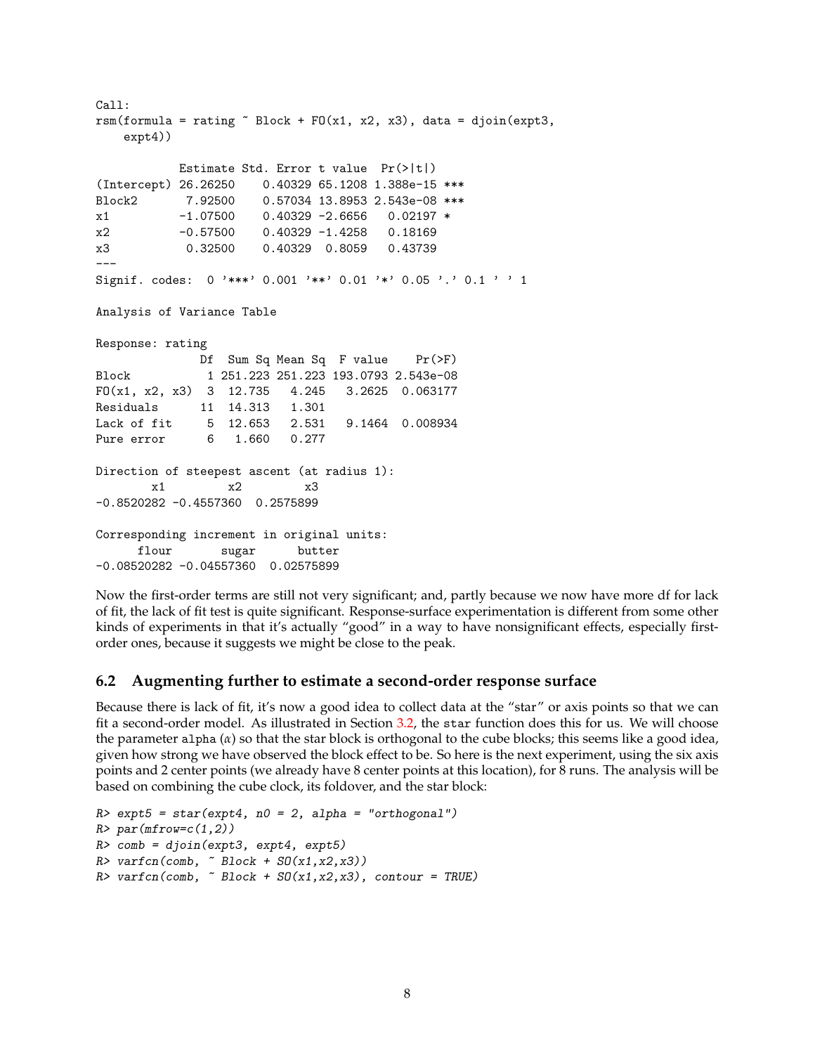```
Call:
rsm(formula = rating ~ Block + FO(x1, x2, x3), data = djoin(expt3,
    expt4))

            Estimate Std. Error t value  Pr(>|t|)    
(Intercept) 26.26250    0.40329 65.1208 1.388e-15 ***
Block2       7.92500    0.57034 13.8953 2.543e-08 ***
x1          -1.07500    0.40329 -2.6656   0.02197 *  
x2          -0.57500    0.40329 -1.4258   0.18169    
x3           0.32500    0.40329  0.8059   0.43739    
---
Signif. codes:  0 '***' 0.001 '**' 0.01 '*' 0.05 '.' 0.1 ' ' 1

Analysis of Variance Table

Response: rating
               Df  Sum Sq Mean Sq  F value    Pr(>F)
Block           1 251.223 251.223 193.0793 2.543e-08
FO(x1, x2, x3)  3  12.735   4.245   3.2625  0.063177
Residuals      11  14.313   1.301                   
Lack of fit     5  12.653   2.531   9.1464  0.008934
Pure error      6   1.660   0.277                   

Direction of steepest ascent (at radius 1):
        x1         x2         x3 
-0.8520282 -0.4557360  0.2575899 

Corresponding increment in original units:
      flour       sugar      butter 
-0.08520282 -0.04557360  0.02575899 
```

Now the first-order terms are still not very significant; and, partly because we now have more df for lack of fit, the lack of fit test is quite significant. Response-surface experimentation is different from some other kinds of experiments in that it's actually "good" in a way to have nonsignificant effects, especially first-order ones, because it suggests we might be close to the peak.

## 6.2 Augmenting further to estimate a second-order response surface

Because there is lack of fit, it's now a good idea to collect data at the "star" or axis points so that we can fit a second-order model. As illustrated in Section 3.2, the `star` function does this for us. We will choose the parameter `alpha` ($\alpha$) so that the star block is orthogonal to the cube blocks; this seems like a good idea, given how strong we have observed the block effect to be. So here is the next experiment, using the six axis points and 2 center points (we already have 8 center points at this location), for 8 runs. The analysis will be based on combining the cube clock, its foldover, and the star block:

```
R> expt5 = star(expt4, n0 = 2, alpha = "orthogonal")
R> par(mfrow=c(1,2))
R> comb = djoin(expt3, expt4, expt5)
R> varfcn(comb, ~ Block + SO(x1,x2,x3))
R> varfcn(comb, ~ Block + SO(x1,x2,x3), contour = TRUE)
```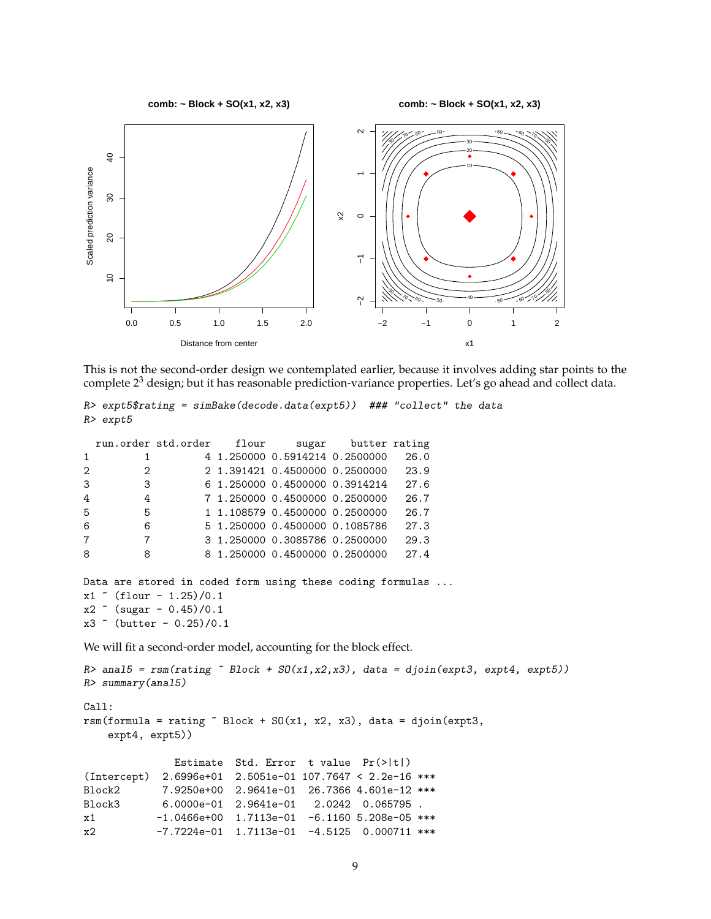This is not the second-order design we contemplated earlier, because it involves adding star points to the complete $2^3$ design; but it has reasonable prediction-variance properties. Let's go ahead and collect data.

```
R> expt5$rating = simBake(decode.data(expt5))  ### "collect" the data
R> expt5

  run.order std.order    flour     sugar    butter rating
1         1         4 1.250000 0.5914214 0.2500000   26.0
2         2         2 1.391421 0.4500000 0.2500000   23.9
3         3         6 1.250000 0.4500000 0.3914214   27.6
4         4         7 1.250000 0.4500000 0.2500000   26.7
5         5         1 1.108579 0.4500000 0.2500000   26.7
6         6         5 1.250000 0.4500000 0.1085786   27.3
7         7         3 1.250000 0.3085786 0.2500000   29.3
8         8         8 1.250000 0.4500000 0.2500000   27.4

Data are stored in coded form using these coding formulas ...
x1 ~ (flour - 1.25)/0.1
x2 ~ (sugar - 0.45)/0.1
x3 ~ (butter - 0.25)/0.1
```

We will fit a second-order model, accounting for the block effect.

```
R> anal5 = rsm(rating ~ Block + SO(x1,x2,x3), data = djoin(expt3, expt4, expt5))
R> summary(anal5)

Call:
rsm(formula = rating ~ Block + SO(x1, x2, x3), data = djoin(expt3,
    expt4, expt5))

              Estimate  Std. Error  t value  Pr(>|t|)
(Intercept)  2.6996e+01  2.5051e-01 107.7647 < 2.2e-16 ***
Block2       7.9250e+00  2.9641e-01  26.7366 4.601e-12 ***
Block3       6.0000e-01  2.9641e-01   2.0242  0.065795 .
x1          -1.0466e+00  1.7113e-01  -6.1160 5.208e-05 ***
x2          -7.7224e-01  1.7113e-01  -4.5125  0.000711 ***
```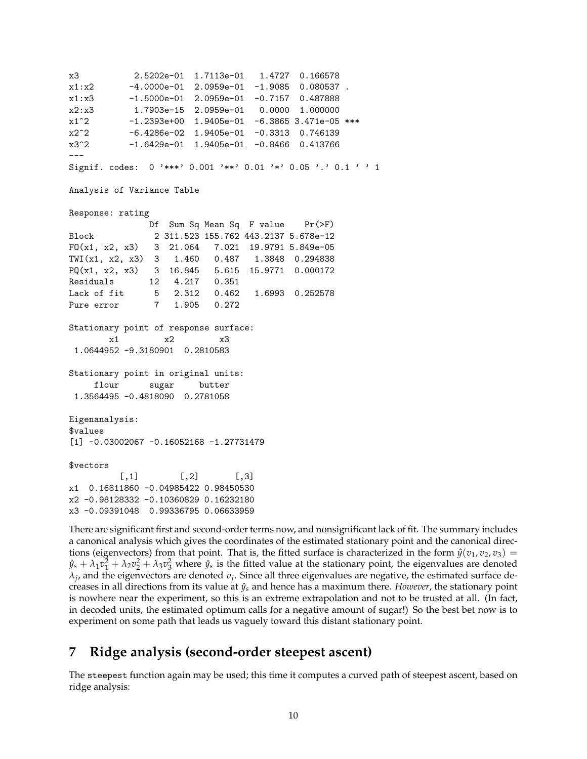```
x3           2.5202e-01  1.7113e-01   1.4727  0.166578
x1:x2       -4.0000e-01  2.0959e-01  -1.9085  0.080537 .
x1:x3       -1.5000e-01  2.0959e-01  -0.7157  0.487888
x2:x3        1.7903e-15  2.0959e-01   0.0000  1.000000
x1^2        -1.2393e+00  1.9405e-01  -6.3865 3.471e-05 ***
x2^2        -6.4286e-02  1.9405e-01  -0.3313  0.746139
x3^2        -1.6429e-01  1.9405e-01  -0.8466  0.413766
---
Signif. codes:  0 '***' 0.001 '**' 0.01 '*' 0.05 '.' 0.1 ' ' 1

Analysis of Variance Table

Response: rating
                Df  Sum Sq Mean Sq  F value    Pr(>F)
Block            2 311.523 155.762 443.2137 5.678e-12
FO(x1, x2, x3)   3  21.064   7.021  19.9791 5.849e-05
TWI(x1, x2, x3)  3   1.460   0.487   1.3848  0.294838
PQ(x1, x2, x3)   3  16.845   5.615  15.9771  0.000172
Residuals       12   4.217   0.351
Lack of fit      5   2.312   0.462   1.6993  0.252578
Pure error       7   1.905   0.272

Stationary point of response surface:
       x1         x2         x3
 1.0644952 -9.3180901  0.2810583

Stationary point in original units:
     flour      sugar     butter
 1.3564495 -0.4818090  0.2781058

Eigenanalysis:
$values
[1] -0.03002067 -0.16052168 -1.27731479

$vectors
          [,1]        [,2]       [,3]
x1  0.16811860 -0.04985422 0.98450530
x2 -0.98128332 -0.10360829 0.16232180
x3 -0.09391048  0.99336795 0.06633959
```

There are significant first and second-order terms now, and nonsignificant lack of fit. The summary includes a canonical analysis which gives the coordinates of the estimated stationary point and the canonical directions (eigenvectors) from that point. That is, the fitted surface is characterized in the form $\hat{y}(v_1, v_2, v_3) = \hat{y}_s + \lambda_1 v_1^2 + \lambda_2 v_2^2 + \lambda_3 v_3^2$ where $\hat{y}_s$ is the fitted value at the stationary point, the eigenvalues are denoted $\lambda_j$, and the eigenvectors are denoted $v_j$. Since all three eigenvalues are negative, the estimated surface decreases in all directions from its value at $\hat{y}_s$ and hence has a maximum there. *However*, the stationary point is nowhere near the experiment, so this is an extreme extrapolation and not to be trusted at all. (In fact, in decoded units, the estimated optimum calls for a negative amount of sugar!) So the best bet now is to experiment on some path that leads us vaguely toward this distant stationary point.

## 7 Ridge analysis (second-order steepest ascent)

The steepest function again may be used; this time it computes a curved path of steepest ascent, based on ridge analysis: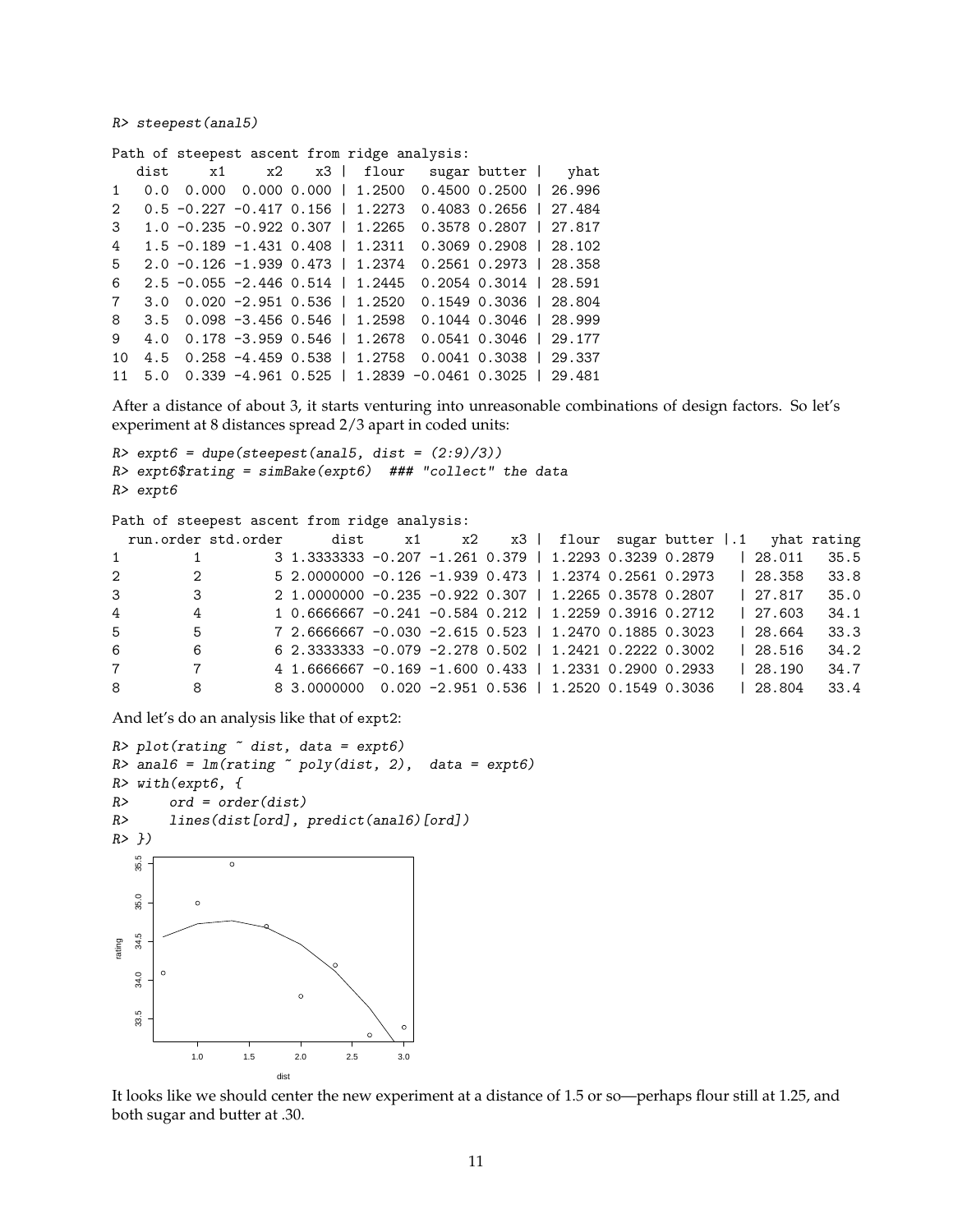```
R> steepest(anal5)

Path of steepest ascent from ridge analysis:
   dist     x1     x2    x3 |  flour   sugar butter |   yhat
1   0.0  0.000  0.000 0.000 | 1.2500  0.4500 0.2500 | 26.996
2   0.5 -0.227 -0.417 0.156 | 1.2273  0.4083 0.2656 | 27.484
3   1.0 -0.235 -0.922 0.307 | 1.2265  0.3578 0.2807 | 27.817
4   1.5 -0.189 -1.431 0.408 | 1.2311  0.3069 0.2908 | 28.102
5   2.0 -0.126 -1.939 0.473 | 1.2374  0.2561 0.2973 | 28.358
6   2.5 -0.055 -2.446 0.514 | 1.2445  0.2054 0.3014 | 28.591
7   3.0  0.020 -2.951 0.536 | 1.2520  0.1549 0.3036 | 28.804
8   3.5  0.098 -3.456 0.546 | 1.2598  0.1044 0.3046 | 28.999
9   4.0  0.178 -3.959 0.546 | 1.2678  0.0541 0.3046 | 29.177
10  4.5  0.258 -4.459 0.538 | 1.2758  0.0041 0.3038 | 29.337
11  5.0  0.339 -4.961 0.525 | 1.2839 -0.0461 0.3025 | 29.481
```

After a distance of about 3, it starts venturing into unreasonable combinations of design factors. So let's experiment at 8 distances spread 2/3 apart in coded units:

```
R> expt6 = dupe(steepest(anal5, dist = (2:9)/3))
R> expt6$rating = simBake(expt6)  ### "collect" the data
R> expt6

Path of steepest ascent from ridge analysis:
  run.order std.order      dist     x1     x2    x3 |  flour  sugar butter |.1   yhat rating
1         1         3 1.3333333 -0.207 -1.261 0.379 | 1.2293 0.3239 0.2879   | 28.011   35.5
2         2         5 2.0000000 -0.126 -1.939 0.473 | 1.2374 0.2561 0.2973   | 28.358   33.8
3         3         2 1.0000000 -0.235 -0.922 0.307 | 1.2265 0.3578 0.2807   | 27.817   35.0
4         4         1 0.6666667 -0.241 -0.584 0.212 | 1.2259 0.3916 0.2712   | 27.603   34.1
5         5         7 2.6666667 -0.030 -2.615 0.523 | 1.2470 0.1885 0.3023   | 28.664   33.3
6         6         6 2.3333333 -0.079 -2.278 0.502 | 1.2421 0.2222 0.3002   | 28.516   34.2
7         7         4 1.6666667 -0.169 -1.600 0.433 | 1.2331 0.2900 0.2933   | 28.190   34.7
8         8         8 3.0000000  0.020 -2.951 0.536 | 1.2520 0.1549 0.3036   | 28.804   33.4
```

And let's do an analysis like that of expt2:

```
R> plot(rating ~ dist, data = expt6)
R> anal6 = lm(rating ~ poly(dist, 2),  data = expt6)
R> with(expt6, {
R>     ord = order(dist)
R>     lines(dist[ord], predict(anal6)[ord])
R> })
```

It looks like we should center the new experiment at a distance of 1.5 or so—perhaps flour still at 1.25, and both sugar and butter at .30.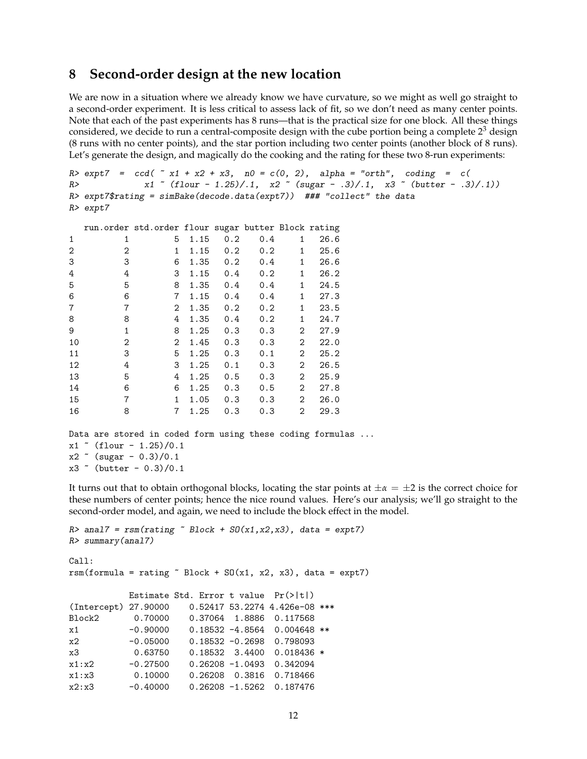## 8 Second-order design at the new location

We are now in a situation where we already know we have curvature, so we might as well go straight to a second-order experiment. It is less critical to assess lack of fit, so we don't need as many center points. Note that each of the past experiments has 8 runs—that is the practical size for one block. All these things considered, we decide to run a central-composite design with the cube portion being a complete $2^3$ design (8 runs with no center points), and the star portion including two center points (another block of 8 runs). Let's generate the design, and magically do the cooking and the rating for these two 8-run experiments:

```
R> expt7  =  ccd( ~ x1 + x2 + x3,  n0 = c(0, 2),  alpha = "orth",  coding  =  c(
R>              x1 ~ (flour - 1.25)/.1,  x2 ~ (sugar - .3)/.1,  x3 ~ (butter - .3)/.1))
R> expt7$rating = simBake(decode.data(expt7))  ### "collect" the data
R> expt7

   run.order std.order flour sugar butter Block rating
1          1         5  1.15   0.2    0.4     1   26.6
2          2         1  1.15   0.2    0.2     1   25.6
3          3         6  1.35   0.2    0.4     1   26.6
4          4         3  1.15   0.4    0.2     1   26.2
5          5         8  1.35   0.4    0.4     1   24.5
6          6         7  1.15   0.4    0.4     1   27.3
7          7         2  1.35   0.2    0.2     1   23.5
8          8         4  1.35   0.4    0.2     1   24.7
9          1         8  1.25   0.3    0.3     2   27.9
10         2         2  1.45   0.3    0.3     2   22.0
11         3         5  1.25   0.3    0.1     2   25.2
12         4         3  1.25   0.1    0.3     2   26.5
13         5         4  1.25   0.5    0.3     2   25.9
14         6         6  1.25   0.3    0.5     2   27.8
15         7         1  1.05   0.3    0.3     2   26.0
16         8         7  1.25   0.3    0.3     2   29.3

Data are stored in coded form using these coding formulas ...
x1 ~ (flour - 1.25)/0.1
x2 ~ (sugar - 0.3)/0.1
x3 ~ (butter - 0.3)/0.1
```

It turns out that to obtain orthogonal blocks, locating the star points at $\pm\alpha = \pm 2$ is the correct choice for these numbers of center points; hence the nice round values. Here's our analysis; we'll go straight to the second-order model, and again, we need to include the block effect in the model.

```
R> anal7 = rsm(rating ~ Block + SO(x1,x2,x3), data = expt7)
R> summary(anal7)

Call:
rsm(formula = rating ~ Block + SO(x1, x2, x3), data = expt7)

            Estimate Std. Error t value  Pr(>|t|)
(Intercept) 27.90000    0.52417 53.2274 4.426e-08 ***
Block2       0.70000    0.37064  1.8886  0.117568
x1          -0.90000    0.18532 -4.8564  0.004648 **
x2          -0.05000    0.18532 -0.2698  0.798093
x3           0.63750    0.18532  3.4400  0.018436 *
x1:x2       -0.27500    0.26208 -1.0493  0.342094
x1:x3        0.10000    0.26208  0.3816  0.718466
x2:x3       -0.40000    0.26208 -1.5262  0.187476
```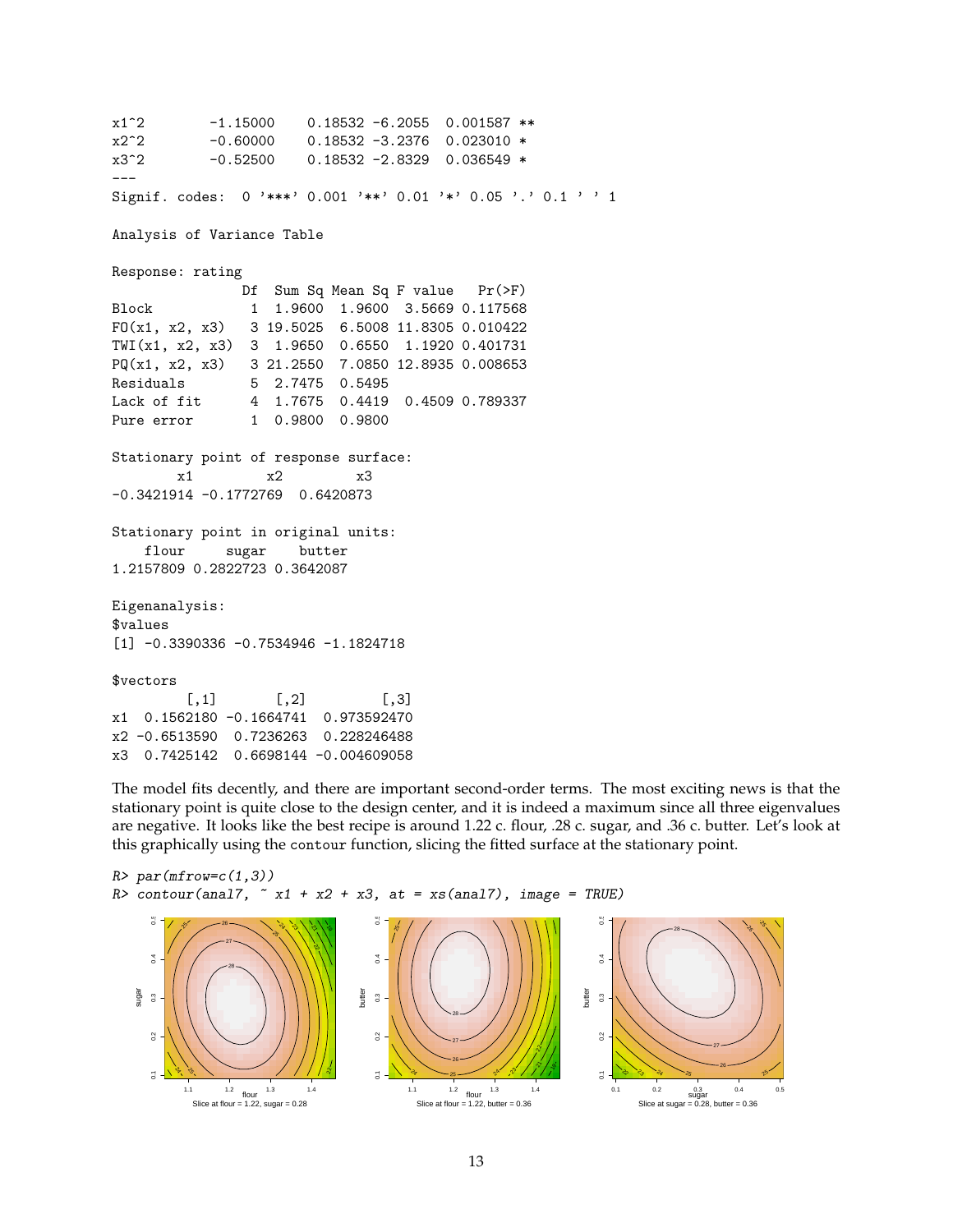```
x1^2        -1.15000    0.18532 -6.2055  0.001587 **
x2^2        -0.60000    0.18532 -3.2376  0.023010 *
x3^2        -0.52500    0.18532 -2.8329  0.036549 *
---
Signif. codes:  0 '***' 0.001 '**' 0.01 '*' 0.05 '.' 0.1 ' ' 1

Analysis of Variance Table

Response: rating
               Df  Sum Sq Mean Sq F value   Pr(>F)
Block           1  1.9600  1.9600  3.5669 0.117568
FO(x1, x2, x3)  3 19.5025  6.5008 11.8305 0.010422
TWI(x1, x2, x3) 3  1.9650  0.6550  1.1920 0.401731
PQ(x1, x2, x3)  3 21.2550  7.0850 12.8935 0.008653
Residuals       5  2.7475  0.5495
Lack of fit     4  1.7675  0.4419  0.4509 0.789337
Pure error      1  0.9800  0.9800

Stationary point of response surface:
        x1         x2         x3
-0.3421914 -0.1772769  0.6420873

Stationary point in original units:
    flour     sugar    butter
1.2157809 0.2822723 0.3642087

Eigenanalysis:
$values
[1] -0.3390336 -0.7534946 -1.1824718

$vectors
         [,1]       [,2]         [,3]
x1  0.1562180 -0.1664741  0.973592470
x2 -0.6513590  0.7236263  0.228246488
x3  0.7425142  0.6698144 -0.004609058
```

The model fits decently, and there are important second-order terms. The most exciting news is that the stationary point is quite close to the design center, and it is indeed a maximum since all three eigenvalues are negative. It looks like the best recipe is around 1.22 c. flour, .28 c. sugar, and .36 c. butter. Let's look at this graphically using the `contour` function, slicing the fitted surface at the stationary point.

```
R> par(mfrow=c(1,3))
R> contour(anal7, ~ x1 + x2 + x3, at = xs(anal7), image = TRUE)
```

Slice at flour = 1.22, sugar = 0.28

Slice at flour = 1.22, butter = 0.36

Slice at sugar = 0.28, butter = 0.36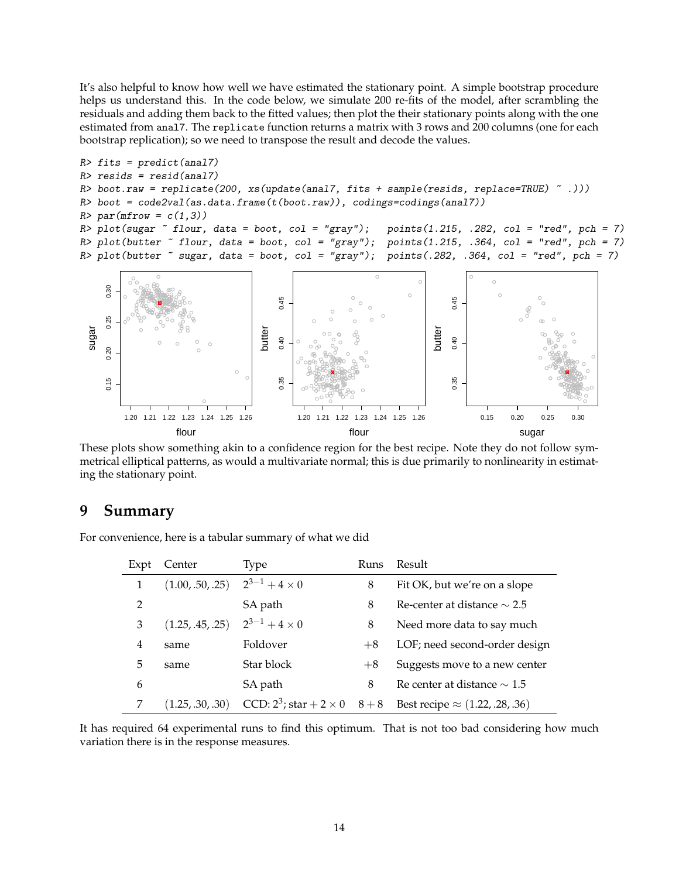It's also helpful to know how well we have estimated the stationary point. A simple bootstrap procedure helps us understand this. In the code below, we simulate 200 re-fits of the model, after scrambling the residuals and adding them back to the fitted values; then plot the their stationary points along with the one estimated from `anal7`. The `replicate` function returns a matrix with 3 rows and 200 columns (one for each bootstrap replication); so we need to transpose the result and decode the values.

```
R> fits = predict(anal7)
R> resids = resid(anal7)
R> boot.raw = replicate(200, xs(update(anal7, fits + sample(resids, replace=TRUE) ~ .)))
R> boot = code2val(as.data.frame(t(boot.raw)), codings=codings(anal7))
R> par(mfrow = c(1,3))
R> plot(sugar ~ flour, data = boot, col = "gray");   points(1.215, .282, col = "red", pch = 7)
R> plot(butter ~ flour, data = boot, col = "gray");  points(1.215, .364, col = "red", pch = 7)
R> plot(butter ~ sugar, data = boot, col = "gray");  points(.282, .364, col = "red", pch = 7)
```

sugar
0.30
0.25
0.20
0.15
1.20 1.21 1.22 1.23 1.24 1.25 1.26
flour

butter
0.45
0.40
0.35
1.20 1.21 1.22 1.23 1.24 1.25 1.26
flour

butter
0.45
0.40
0.35
0.15 0.20 0.25 0.30
sugar

These plots show something akin to a confidence region for the best recipe. Note they do not follow symmetrical elliptical patterns, as would a multivariate normal; this is due primarily to nonlinearity in estimating the stationary point.

## 9 Summary

For convenience, here is a tabular summary of what we did

| Expt | Center | Type | Runs | Result |
|---|---|---|---|---|
| 1 | (1.00, .50, .25) | $2^{3-1} + 4 \times 0$ | 8 | Fit OK, but we're on a slope |
| 2 | | SA path | 8 | Re-center at distance $\sim 2.5$ |
| 3 | (1.25, .45, .25) | $2^{3-1} + 4 \times 0$ | 8 | Need more data to say much |
| 4 | same | Foldover | +8 | LOF; need second-order design |
| 5 | same | Star block | +8 | Suggests move to a new center |
| 6 | | SA path | 8 | Re center at distance $\sim 1.5$ |
| 7 | (1.25, .30, .30) | CCD: $2^3$; star $+ 2 \times 0$ | 8 + 8 | Best recipe $\approx (1.22, .28, .36)$ |

It has required 64 experimental runs to find this optimum. That is not too bad considering how much variation there is in the response measures.